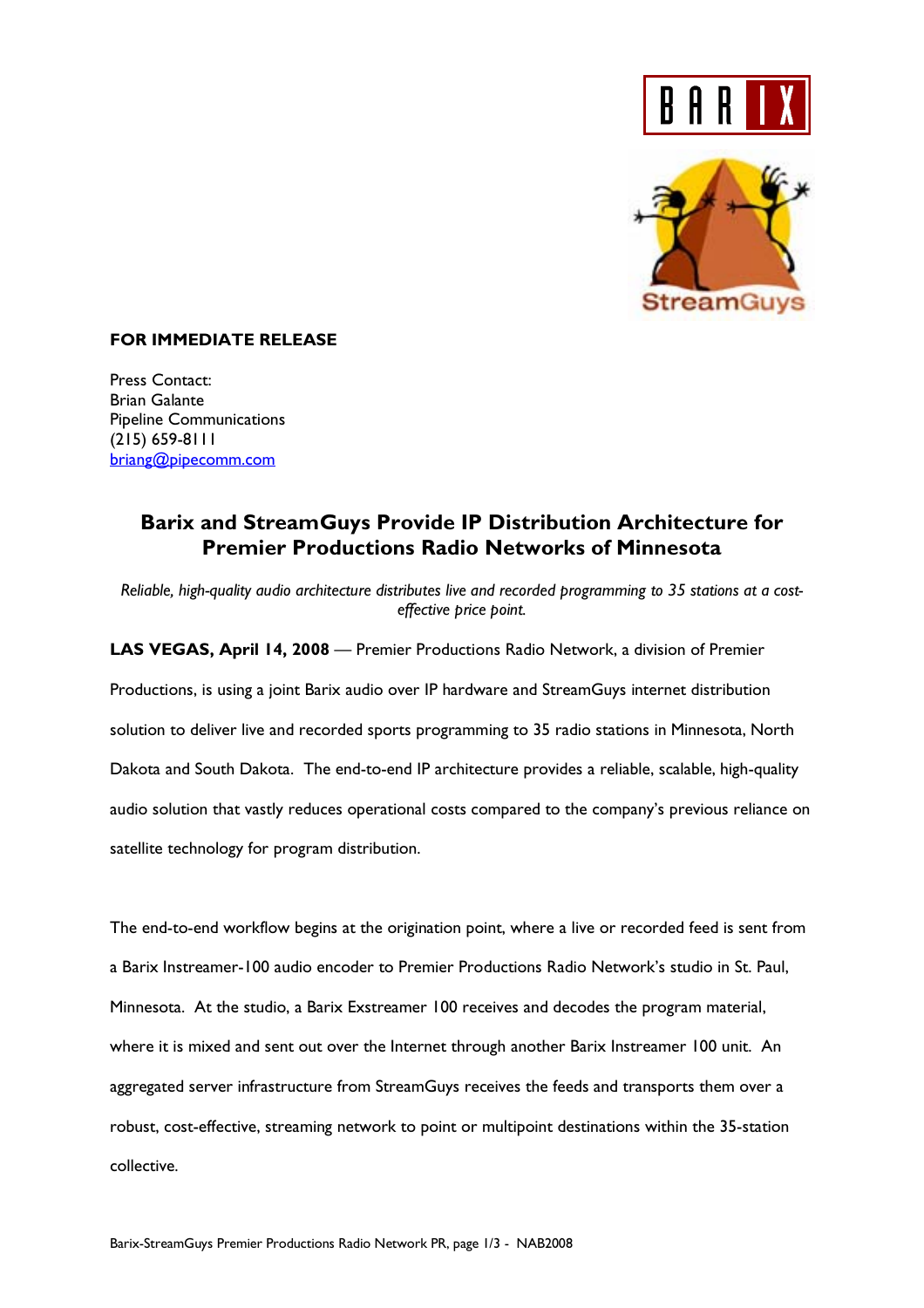**FOR IMMEDIATE RELEASE**

Press Contact:
Brian Galante
Pipeline Communications
(215) 659-8111
briang@pipecomm.com

## Barix and StreamGuys Provide IP Distribution Architecture for Premier Productions Radio Networks of Minnesota

*Reliable, high-quality audio architecture distributes live and recorded programming to 35 stations at a cost-effective price point.*

**LAS VEGAS, April 14, 2008** — Premier Productions Radio Network, a division of Premier Productions, is using a joint Barix audio over IP hardware and StreamGuys internet distribution solution to deliver live and recorded sports programming to 35 radio stations in Minnesota, North Dakota and South Dakota. The end-to-end IP architecture provides a reliable, scalable, high-quality audio solution that vastly reduces operational costs compared to the company's previous reliance on satellite technology for program distribution.

The end-to-end workflow begins at the origination point, where a live or recorded feed is sent from a Barix Instreamer-100 audio encoder to Premier Productions Radio Network's studio in St. Paul, Minnesota. At the studio, a Barix Exstreamer 100 receives and decodes the program material, where it is mixed and sent out over the Internet through another Barix Instreamer 100 unit. An aggregated server infrastructure from StreamGuys receives the feeds and transports them over a robust, cost-effective, streaming network to point or multipoint destinations within the 35-station collective.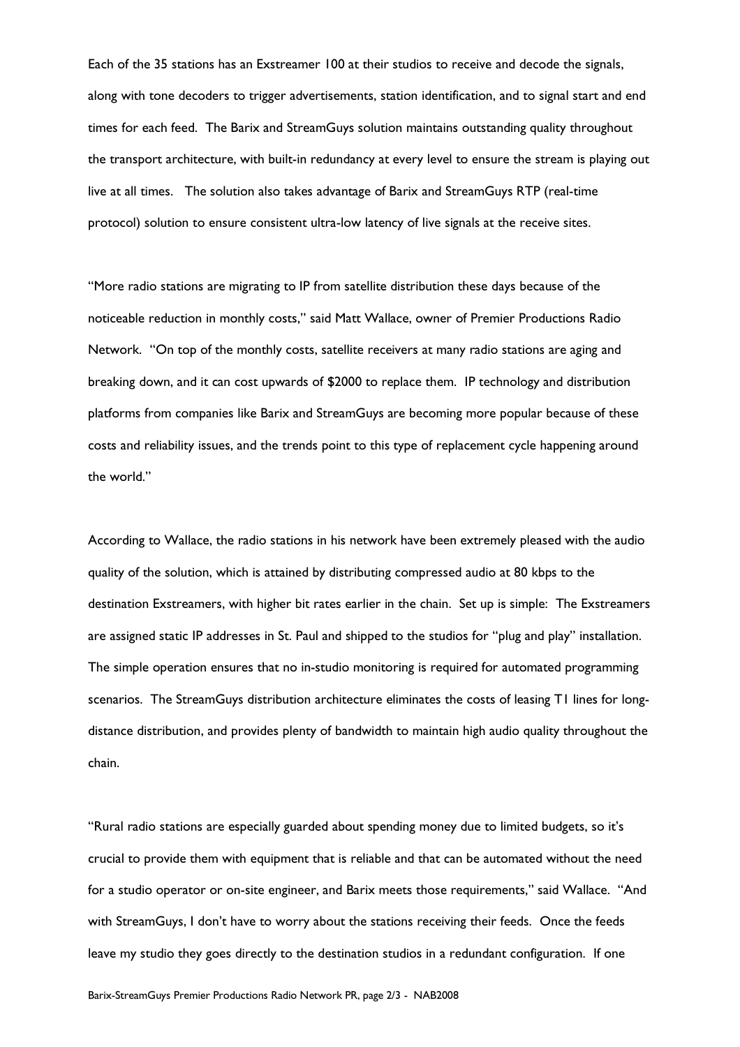Each of the 35 stations has an Exstreamer 100 at their studios to receive and decode the signals, along with tone decoders to trigger advertisements, station identification, and to signal start and end times for each feed. The Barix and StreamGuys solution maintains outstanding quality throughout the transport architecture, with built-in redundancy at every level to ensure the stream is playing out live at all times. The solution also takes advantage of Barix and StreamGuys RTP (real-time protocol) solution to ensure consistent ultra-low latency of live signals at the receive sites.

"More radio stations are migrating to IP from satellite distribution these days because of the noticeable reduction in monthly costs," said Matt Wallace, owner of Premier Productions Radio Network. "On top of the monthly costs, satellite receivers at many radio stations are aging and breaking down, and it can cost upwards of $2000 to replace them. IP technology and distribution platforms from companies like Barix and StreamGuys are becoming more popular because of these costs and reliability issues, and the trends point to this type of replacement cycle happening around the world."

According to Wallace, the radio stations in his network have been extremely pleased with the audio quality of the solution, which is attained by distributing compressed audio at 80 kbps to the destination Exstreamers, with higher bit rates earlier in the chain. Set up is simple: The Exstreamers are assigned static IP addresses in St. Paul and shipped to the studios for "plug and play" installation. The simple operation ensures that no in-studio monitoring is required for automated programming scenarios. The StreamGuys distribution architecture eliminates the costs of leasing T1 lines for long-distance distribution, and provides plenty of bandwidth to maintain high audio quality throughout the chain.

"Rural radio stations are especially guarded about spending money due to limited budgets, so it's crucial to provide them with equipment that is reliable and that can be automated without the need for a studio operator or on-site engineer, and Barix meets those requirements," said Wallace. "And with StreamGuys, I don't have to worry about the stations receiving their feeds. Once the feeds leave my studio they goes directly to the destination studios in a redundant configuration. If one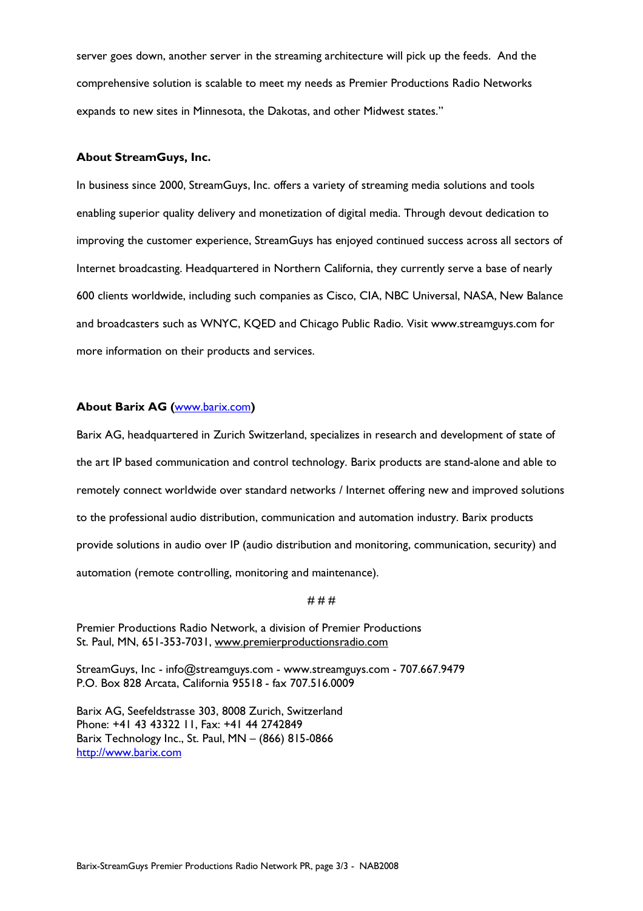server goes down, another server in the streaming architecture will pick up the feeds. And the comprehensive solution is scalable to meet my needs as Premier Productions Radio Networks expands to new sites in Minnesota, the Dakotas, and other Midwest states."

**About StreamGuys, Inc.**

In business since 2000, StreamGuys, Inc. offers a variety of streaming media solutions and tools enabling superior quality delivery and monetization of digital media. Through devout dedication to improving the customer experience, StreamGuys has enjoyed continued success across all sectors of Internet broadcasting. Headquartered in Northern California, they currently serve a base of nearly 600 clients worldwide, including such companies as Cisco, CIA, NBC Universal, NASA, New Balance and broadcasters such as WNYC, KQED and Chicago Public Radio. Visit www.streamguys.com for more information on their products and services.

**About Barix AG ([www.barix.com](http://www.barix.com))**

Barix AG, headquartered in Zurich Switzerland, specializes in research and development of state of the art IP based communication and control technology. Barix products are stand-alone and able to remotely connect worldwide over standard networks / Internet offering new and improved solutions to the professional audio distribution, communication and automation industry. Barix products provide solutions in audio over IP (audio distribution and monitoring, communication, security) and automation (remote controlling, monitoring and maintenance).

# # #

Premier Productions Radio Network, a division of Premier Productions
St. Paul, MN, 651-353-7031, [www.premierproductionsradio.com](http://www.premierproductionsradio.com)

StreamGuys, Inc - info@streamguys.com - www.streamguys.com - 707.667.9479
P.O. Box 828 Arcata, California 95518 - fax 707.516.0009

Barix AG, Seefeldstrasse 303, 8008 Zurich, Switzerland
Phone: +41 43 43322 11, Fax: +41 44 2742849
Barix Technology Inc., St. Paul, MN – (866) 815-0866
[http://www.barix.com](http://www.barix.com)